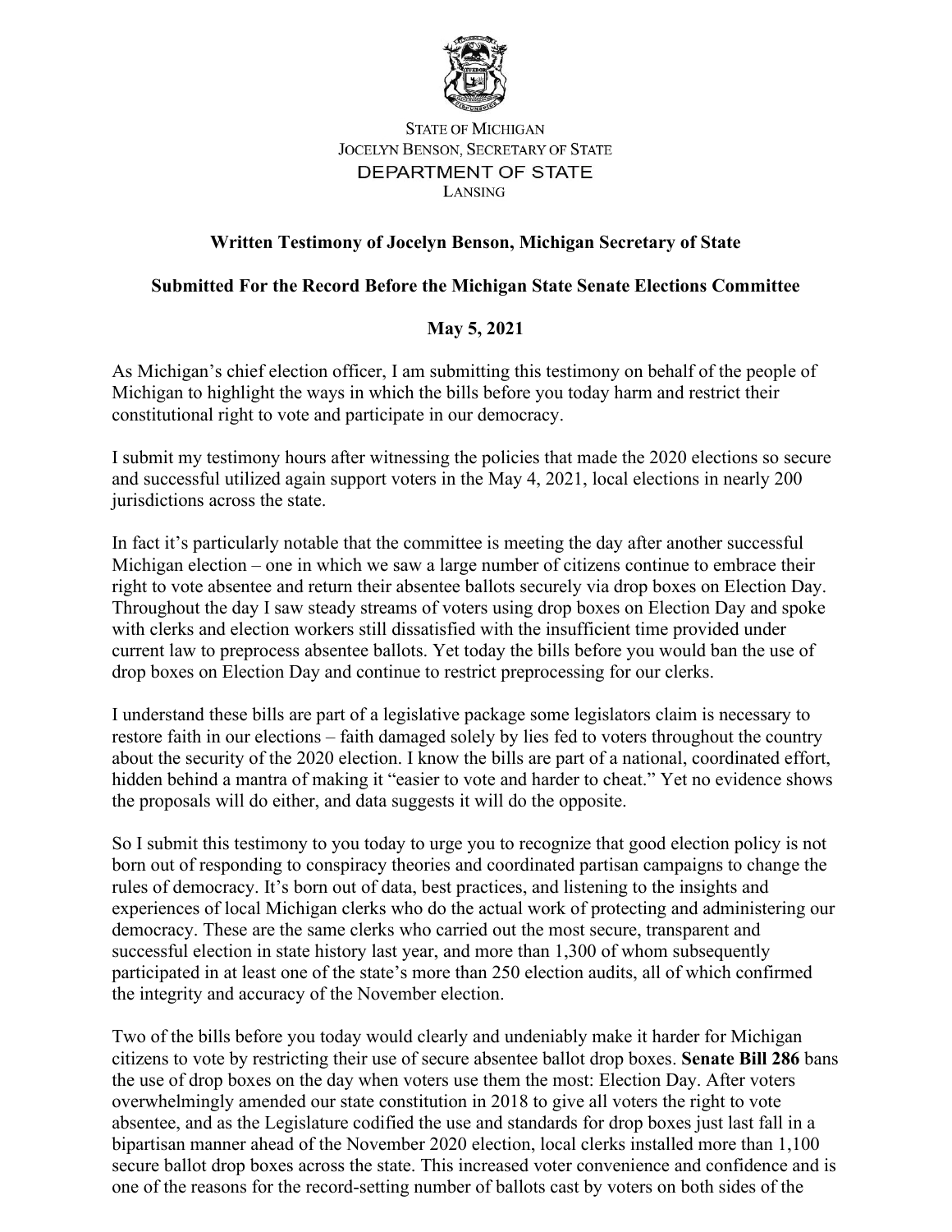STATE OF MICHIGAN
JOCELYN BENSON, SECRETARY OF STATE
DEPARTMENT OF STATE
LANSING

**Written Testimony of Jocelyn Benson, Michigan Secretary of State**

**Submitted For the Record Before the Michigan State Senate Elections Committee**

**May 5, 2021**

As Michigan's chief election officer, I am submitting this testimony on behalf of the people of Michigan to highlight the ways in which the bills before you today harm and restrict their constitutional right to vote and participate in our democracy.

I submit my testimony hours after witnessing the policies that made the 2020 elections so secure and successful utilized again support voters in the May 4, 2021, local elections in nearly 200 jurisdictions across the state.

In fact it's particularly notable that the committee is meeting the day after another successful Michigan election – one in which we saw a large number of citizens continue to embrace their right to vote absentee and return their absentee ballots securely via drop boxes on Election Day. Throughout the day I saw steady streams of voters using drop boxes on Election Day and spoke with clerks and election workers still dissatisfied with the insufficient time provided under current law to preprocess absentee ballots. Yet today the bills before you would ban the use of drop boxes on Election Day and continue to restrict preprocessing for our clerks.

I understand these bills are part of a legislative package some legislators claim is necessary to restore faith in our elections – faith damaged solely by lies fed to voters throughout the country about the security of the 2020 election. I know the bills are part of a national, coordinated effort, hidden behind a mantra of making it "easier to vote and harder to cheat." Yet no evidence shows the proposals will do either, and data suggests it will do the opposite.

So I submit this testimony to you today to urge you to recognize that good election policy is not born out of responding to conspiracy theories and coordinated partisan campaigns to change the rules of democracy. It's born out of data, best practices, and listening to the insights and experiences of local Michigan clerks who do the actual work of protecting and administering our democracy. These are the same clerks who carried out the most secure, transparent and successful election in state history last year, and more than 1,300 of whom subsequently participated in at least one of the state's more than 250 election audits, all of which confirmed the integrity and accuracy of the November election.

Two of the bills before you today would clearly and undeniably make it harder for Michigan citizens to vote by restricting their use of secure absentee ballot drop boxes. **Senate Bill 286** bans the use of drop boxes on the day when voters use them the most: Election Day. After voters overwhelmingly amended our state constitution in 2018 to give all voters the right to vote absentee, and as the Legislature codified the use and standards for drop boxes just last fall in a bipartisan manner ahead of the November 2020 election, local clerks installed more than 1,100 secure ballot drop boxes across the state. This increased voter convenience and confidence and is one of the reasons for the record-setting number of ballots cast by voters on both sides of the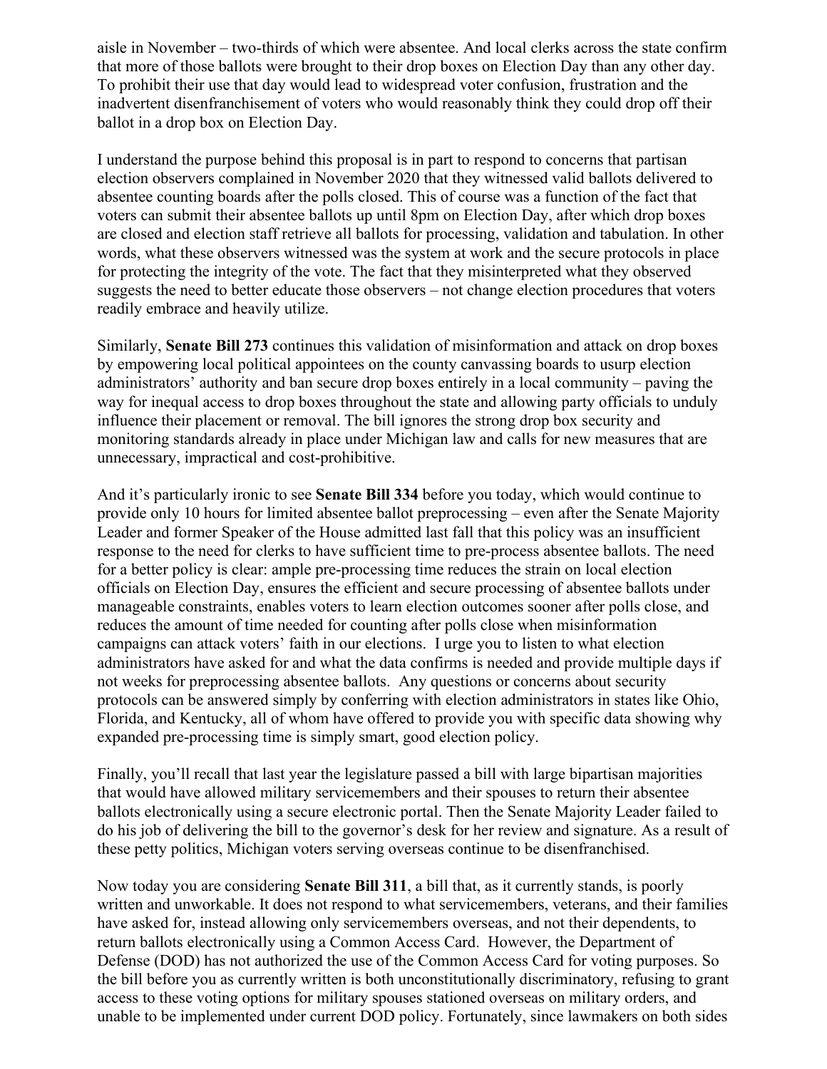aisle in November – two-thirds of which were absentee. And local clerks across the state confirm that more of those ballots were brought to their drop boxes on Election Day than any other day. To prohibit their use that day would lead to widespread voter confusion, frustration and the inadvertent disenfranchisement of voters who would reasonably think they could drop off their ballot in a drop box on Election Day.

I understand the purpose behind this proposal is in part to respond to concerns that partisan election observers complained in November 2020 that they witnessed valid ballots delivered to absentee counting boards after the polls closed. This of course was a function of the fact that voters can submit their absentee ballots up until 8pm on Election Day, after which drop boxes are closed and election staff retrieve all ballots for processing, validation and tabulation. In other words, what these observers witnessed was the system at work and the secure protocols in place for protecting the integrity of the vote. The fact that they misinterpreted what they observed suggests the need to better educate those observers – not change election procedures that voters readily embrace and heavily utilize.

Similarly, **Senate Bill 273** continues this validation of misinformation and attack on drop boxes by empowering local political appointees on the county canvassing boards to usurp election administrators' authority and ban secure drop boxes entirely in a local community – paving the way for inequal access to drop boxes throughout the state and allowing party officials to unduly influence their placement or removal. The bill ignores the strong drop box security and monitoring standards already in place under Michigan law and calls for new measures that are unnecessary, impractical and cost-prohibitive.

And it's particularly ironic to see **Senate Bill 334** before you today, which would continue to provide only 10 hours for limited absentee ballot preprocessing – even after the Senate Majority Leader and former Speaker of the House admitted last fall that this policy was an insufficient response to the need for clerks to have sufficient time to pre-process absentee ballots. The need for a better policy is clear: ample pre-processing time reduces the strain on local election officials on Election Day, ensures the efficient and secure processing of absentee ballots under manageable constraints, enables voters to learn election outcomes sooner after polls close, and reduces the amount of time needed for counting after polls close when misinformation campaigns can attack voters' faith in our elections. I urge you to listen to what election administrators have asked for and what the data confirms is needed and provide multiple days if not weeks for preprocessing absentee ballots. Any questions or concerns about security protocols can be answered simply by conferring with election administrators in states like Ohio, Florida, and Kentucky, all of whom have offered to provide you with specific data showing why expanded pre-processing time is simply smart, good election policy.

Finally, you'll recall that last year the legislature passed a bill with large bipartisan majorities that would have allowed military servicemembers and their spouses to return their absentee ballots electronically using a secure electronic portal. Then the Senate Majority Leader failed to do his job of delivering the bill to the governor's desk for her review and signature. As a result of these petty politics, Michigan voters serving overseas continue to be disenfranchised.

Now today you are considering **Senate Bill 311**, a bill that, as it currently stands, is poorly written and unworkable. It does not respond to what servicemembers, veterans, and their families have asked for, instead allowing only servicemembers overseas, and not their dependents, to return ballots electronically using a Common Access Card. However, the Department of Defense (DOD) has not authorized the use of the Common Access Card for voting purposes. So the bill before you as currently written is both unconstitutionally discriminatory, refusing to grant access to these voting options for military spouses stationed overseas on military orders, and unable to be implemented under current DOD policy. Fortunately, since lawmakers on both sides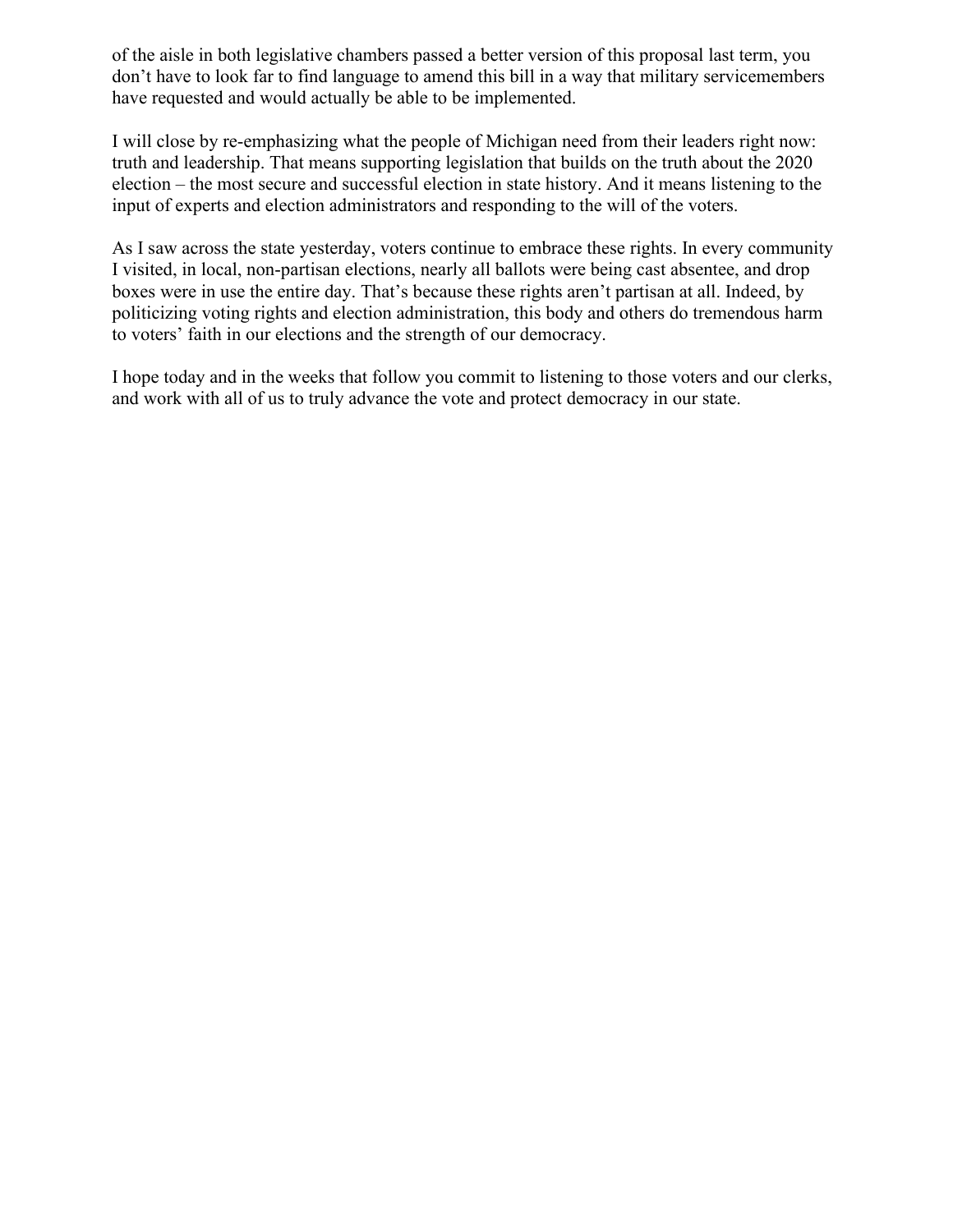of the aisle in both legislative chambers passed a better version of this proposal last term, you don't have to look far to find language to amend this bill in a way that military servicemembers have requested and would actually be able to be implemented.

I will close by re-emphasizing what the people of Michigan need from their leaders right now: truth and leadership. That means supporting legislation that builds on the truth about the 2020 election – the most secure and successful election in state history. And it means listening to the input of experts and election administrators and responding to the will of the voters.

As I saw across the state yesterday, voters continue to embrace these rights. In every community I visited, in local, non-partisan elections, nearly all ballots were being cast absentee, and drop boxes were in use the entire day. That's because these rights aren't partisan at all. Indeed, by politicizing voting rights and election administration, this body and others do tremendous harm to voters' faith in our elections and the strength of our democracy.

I hope today and in the weeks that follow you commit to listening to those voters and our clerks, and work with all of us to truly advance the vote and protect democracy in our state.